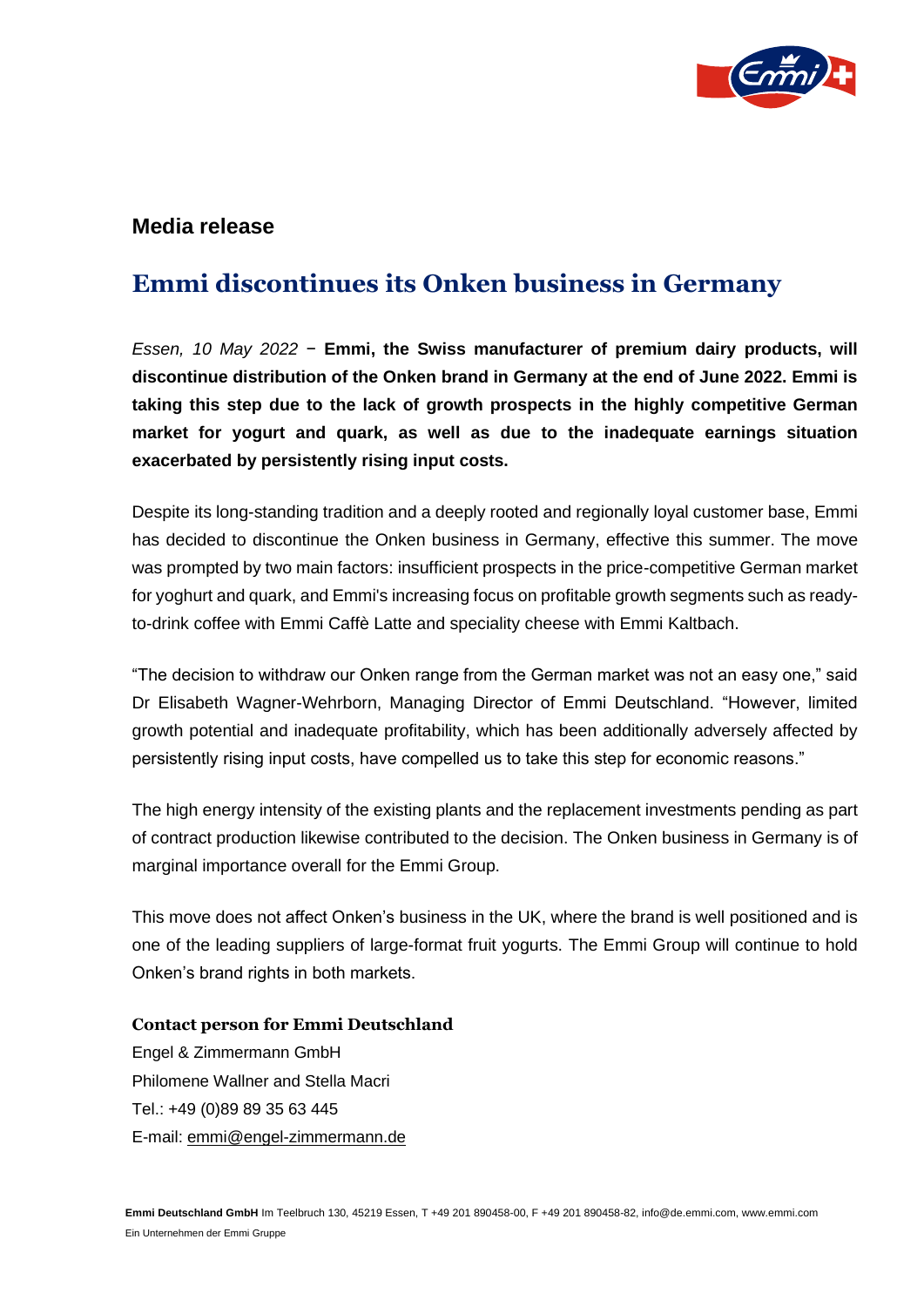## Media release

# Emmi discontinues its Onken business in Germany

*Essen, 10 May 2022* − **Emmi, the Swiss manufacturer of premium dairy products, will discontinue distribution of the Onken brand in Germany at the end of June 2022. Emmi is taking this step due to the lack of growth prospects in the highly competitive German market for yogurt and quark, as well as due to the inadequate earnings situation exacerbated by persistently rising input costs.**

Despite its long-standing tradition and a deeply rooted and regionally loyal customer base, Emmi has decided to discontinue the Onken business in Germany, effective this summer. The move was prompted by two main factors: insufficient prospects in the price-competitive German market for yoghurt and quark, and Emmi's increasing focus on profitable growth segments such as ready-to-drink coffee with Emmi Caffè Latte and speciality cheese with Emmi Kaltbach.

"The decision to withdraw our Onken range from the German market was not an easy one," said Dr Elisabeth Wagner-Wehrborn, Managing Director of Emmi Deutschland. "However, limited growth potential and inadequate profitability, which has been additionally adversely affected by persistently rising input costs, have compelled us to take this step for economic reasons."

The high energy intensity of the existing plants and the replacement investments pending as part of contract production likewise contributed to the decision. The Onken business in Germany is of marginal importance overall for the Emmi Group.

This move does not affect Onken's business in the UK, where the brand is well positioned and is one of the leading suppliers of large-format fruit yogurts. The Emmi Group will continue to hold Onken's brand rights in both markets.

**Contact person for Emmi Deutschland**

Engel & Zimmermann GmbH
Philomene Wallner and Stella Macri
Tel.: +49 (0)89 89 35 63 445
E-mail: emmi@engel-zimmermann.de

**Emmi Deutschland GmbH** Im Teelbruch 130, 45219 Essen, T +49 201 890458-00, F +49 201 890458-82, info@de.emmi.com, www.emmi.com
Ein Unternehmen der Emmi Gruppe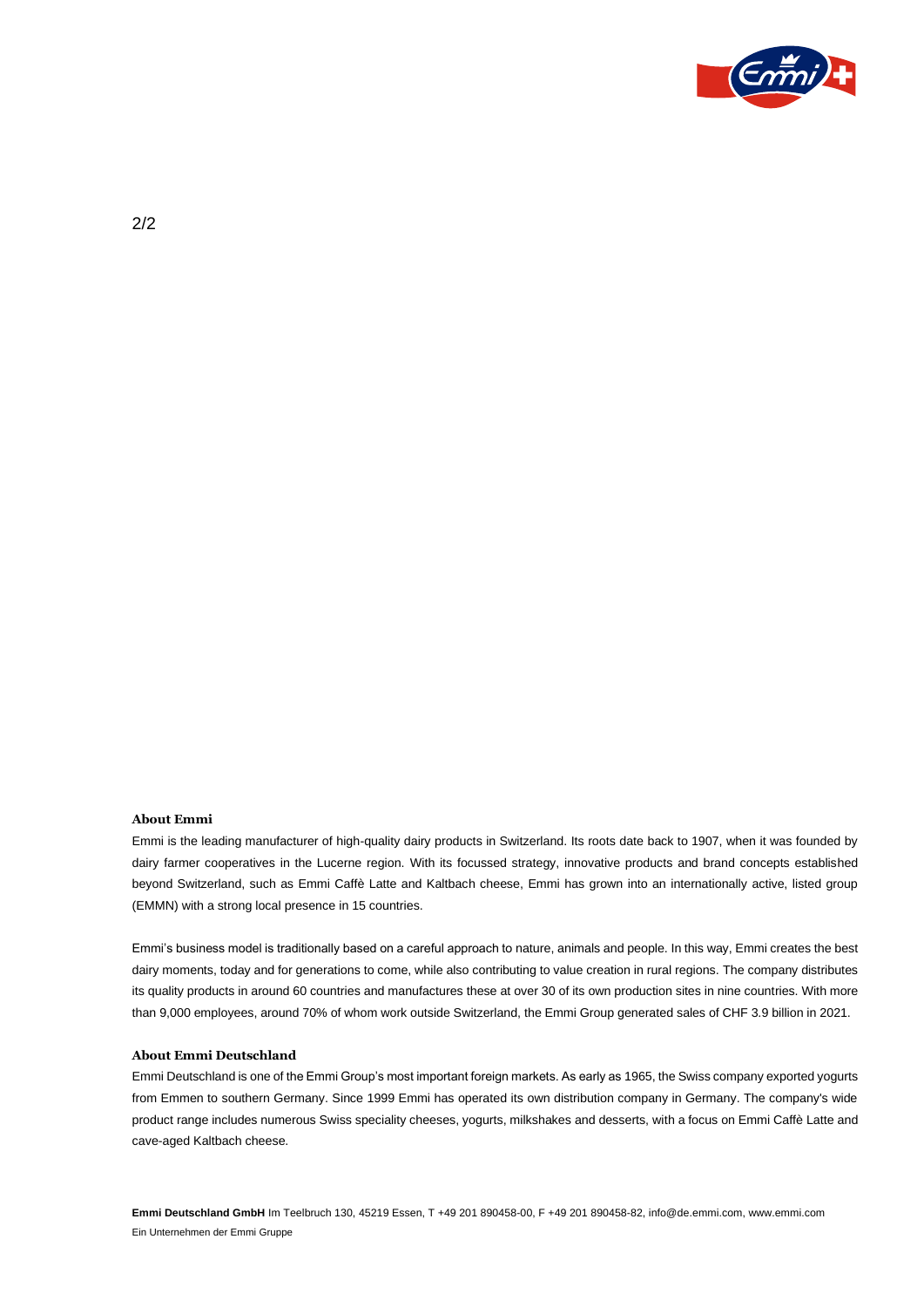### About Emmi

Emmi is the leading manufacturer of high-quality dairy products in Switzerland. Its roots date back to 1907, when it was founded by dairy farmer cooperatives in the Lucerne region. With its focussed strategy, innovative products and brand concepts established beyond Switzerland, such as Emmi Caffè Latte and Kaltbach cheese, Emmi has grown into an internationally active, listed group (EMMN) with a strong local presence in 15 countries.

Emmi's business model is traditionally based on a careful approach to nature, animals and people. In this way, Emmi creates the best dairy moments, today and for generations to come, while also contributing to value creation in rural regions. The company distributes its quality products in around 60 countries and manufactures these at over 30 of its own production sites in nine countries. With more than 9,000 employees, around 70% of whom work outside Switzerland, the Emmi Group generated sales of CHF 3.9 billion in 2021.

### About Emmi Deutschland

Emmi Deutschland is one of the Emmi Group's most important foreign markets. As early as 1965, the Swiss company exported yogurts from Emmen to southern Germany. Since 1999 Emmi has operated its own distribution company in Germany. The company's wide product range includes numerous Swiss speciality cheeses, yogurts, milkshakes and desserts, with a focus on Emmi Caffè Latte and cave-aged Kaltbach cheese.

**Emmi Deutschland GmbH** Im Teelbruch 130, 45219 Essen, T +49 201 890458-00, F +49 201 890458-82, info@de.emmi.com, www.emmi.com
Ein Unternehmen der Emmi Gruppe